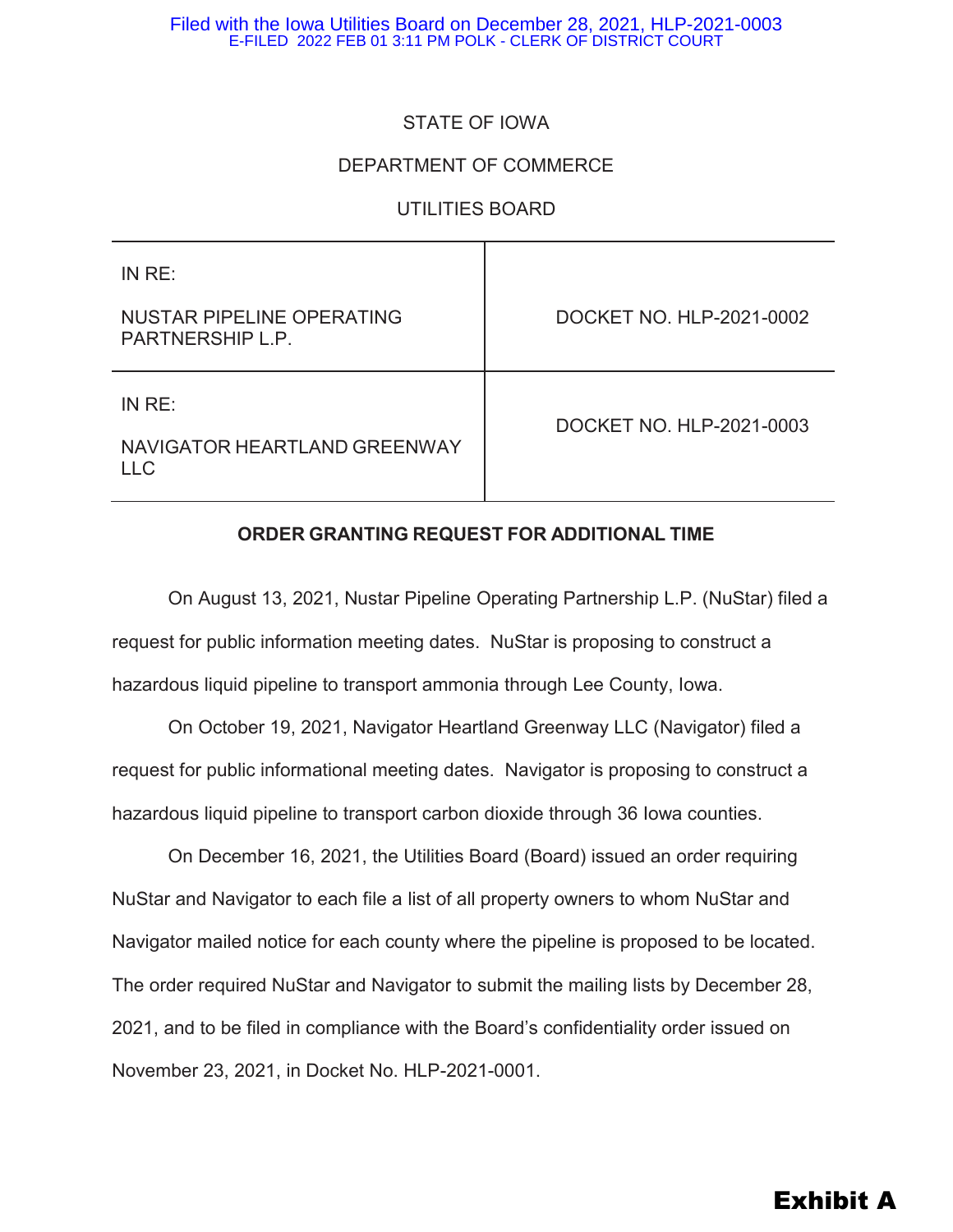STATE OF IOWA

DEPARTMENT OF COMMERCE

UTILITIES BOARD

| IN RE: NUSTAR PIPELINE OPERATING PARTNERSHIP L.P. | DOCKET NO. HLP-2021-0002 |
| --- | --- |
| IN RE: NAVIGATOR HEARTLAND GREENWAY LLC | DOCKET NO. HLP-2021-0003 |

**ORDER GRANTING REQUEST FOR ADDITIONAL TIME**

On August 13, 2021, Nustar Pipeline Operating Partnership L.P. (NuStar) filed a request for public information meeting dates. NuStar is proposing to construct a hazardous liquid pipeline to transport ammonia through Lee County, Iowa.

On October 19, 2021, Navigator Heartland Greenway LLC (Navigator) filed a request for public informational meeting dates. Navigator is proposing to construct a hazardous liquid pipeline to transport carbon dioxide through 36 Iowa counties.

On December 16, 2021, the Utilities Board (Board) issued an order requiring NuStar and Navigator to each file a list of all property owners to whom NuStar and Navigator mailed notice for each county where the pipeline is proposed to be located. The order required NuStar and Navigator to submit the mailing lists by December 28, 2021, and to be filed in compliance with the Board's confidentiality order issued on November 23, 2021, in Docket No. HLP-2021-0001.

**Exhibit A**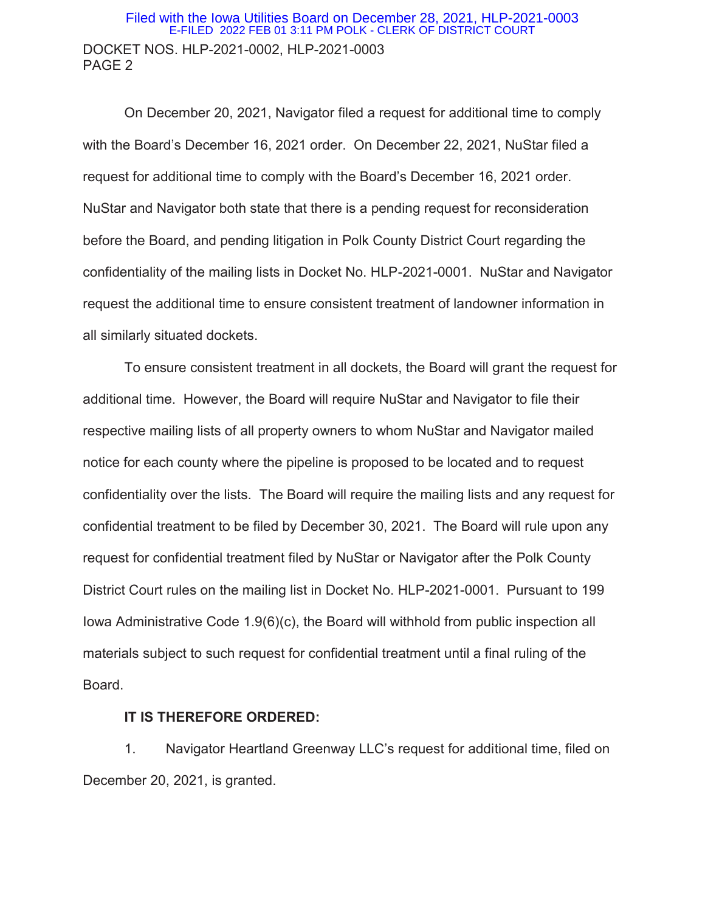On December 20, 2021, Navigator filed a request for additional time to comply with the Board's December 16, 2021 order. On December 22, 2021, NuStar filed a request for additional time to comply with the Board's December 16, 2021 order. NuStar and Navigator both state that there is a pending request for reconsideration before the Board, and pending litigation in Polk County District Court regarding the confidentiality of the mailing lists in Docket No. HLP-2021-0001. NuStar and Navigator request the additional time to ensure consistent treatment of landowner information in all similarly situated dockets.

To ensure consistent treatment in all dockets, the Board will grant the request for additional time. However, the Board will require NuStar and Navigator to file their respective mailing lists of all property owners to whom NuStar and Navigator mailed notice for each county where the pipeline is proposed to be located and to request confidentiality over the lists. The Board will require the mailing lists and any request for confidential treatment to be filed by December 30, 2021. The Board will rule upon any request for confidential treatment filed by NuStar or Navigator after the Polk County District Court rules on the mailing list in Docket No. HLP-2021-0001. Pursuant to 199 Iowa Administrative Code 1.9(6)(c), the Board will withhold from public inspection all materials subject to such request for confidential treatment until a final ruling of the Board.

**IT IS THEREFORE ORDERED:**

1. Navigator Heartland Greenway LLC's request for additional time, filed on December 20, 2021, is granted.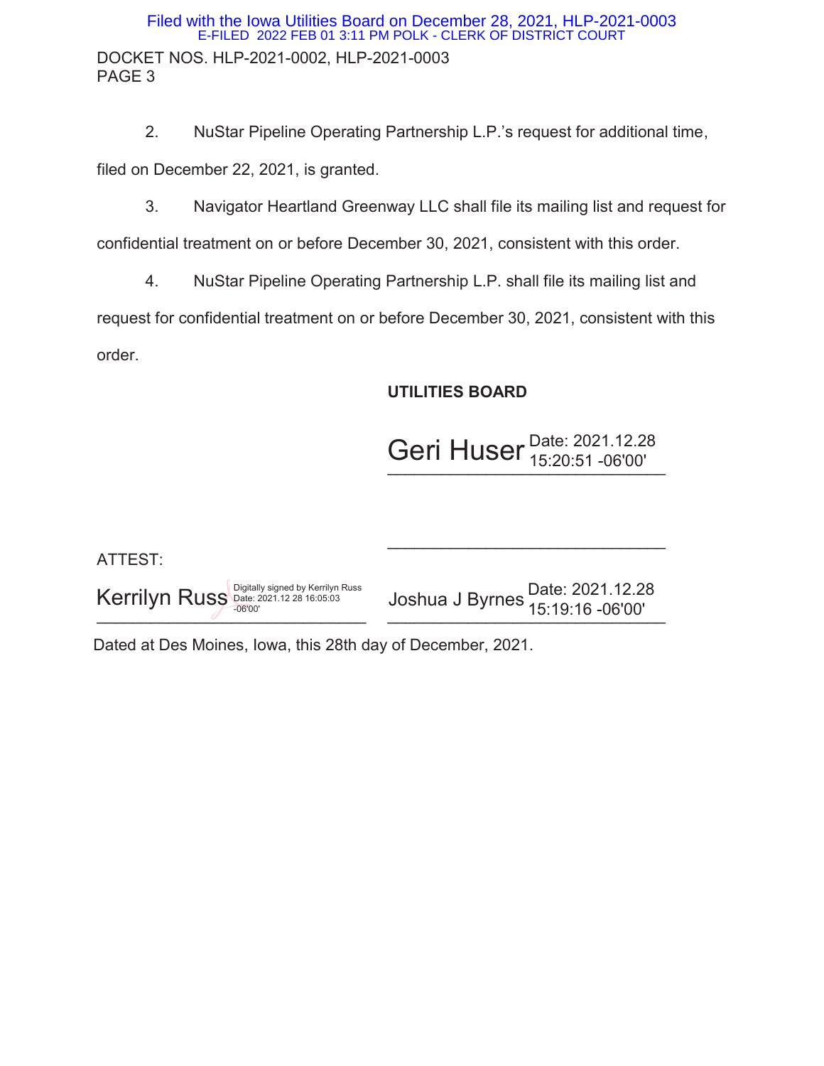2. NuStar Pipeline Operating Partnership L.P.'s request for additional time, filed on December 22, 2021, is granted.

3. Navigator Heartland Greenway LLC shall file its mailing list and request for confidential treatment on or before December 30, 2021, consistent with this order.

4. NuStar Pipeline Operating Partnership L.P. shall file its mailing list and request for confidential treatment on or before December 30, 2021, consistent with this order.

**UTILITIES BOARD**

Geri Huser Date: 2021.12.28 15:20:51 -06'00'

______________________________

ATTEST:

Kerrilyn Russ Digitally signed by Kerrilyn Russ Date: 2021.12.28 16:05:03 -06'00'

Joshua J Byrnes Date: 2021.12.28 15:19:16 -06'00'

Dated at Des Moines, Iowa, this 28th day of December, 2021.